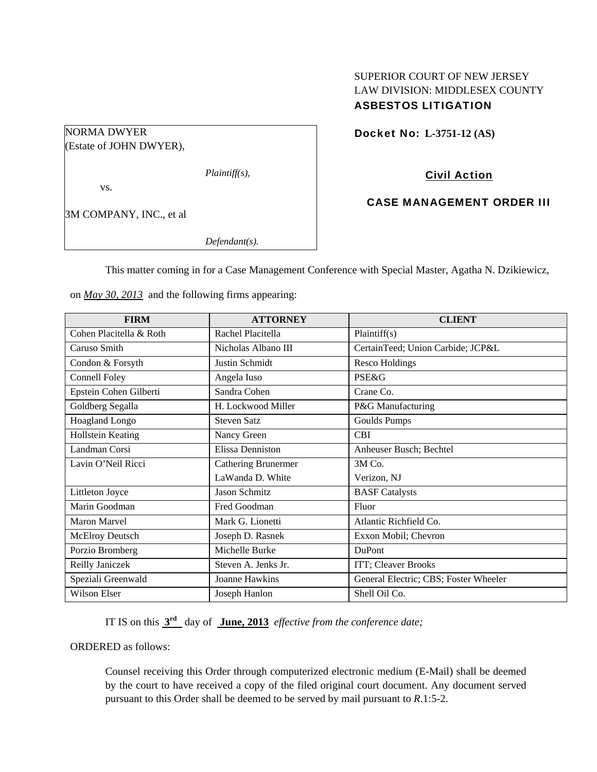SUPERIOR COURT OF NEW JERSEY
LAW DIVISION: MIDDLESEX COUNTY
**ASBESTOS LITIGATION**

NORMA DWYER
(Estate of JOHN DWYER),

*Plaintiff(s),*

vs.

3M COMPANY, INC., et al

*Defendant(s).*

**Docket No: L-3751-12 (AS)**

**Civil Action**

**CASE MANAGEMENT ORDER III**

This matter coming in for a Case Management Conference with Special Master, Agatha N. Dzikiewicz, on *May 30, 2013* and the following firms appearing:

| FIRM | ATTORNEY | CLIENT |
|---|---|---|
| Cohen Placitella & Roth | Rachel Placitella | Plaintiff(s) |
| Caruso Smith | Nicholas Albano III | CertainTeed; Union Carbide; JCP&L |
| Condon & Forsyth | Justin Schmidt | Resco Holdings |
| Connell Foley | Angela Iuso | PSE&G |
| Epstein Cohen Gilberti | Sandra Cohen | Crane Co. |
| Goldberg Segalla | H. Lockwood Miller | P&G Manufacturing |
| Hoagland Longo | Steven Satz | Goulds Pumps |
| Hollstein Keating | Nancy Green | CBI |
| Landman Corsi | Elissa Denniston | Anheuser Busch; Bechtel |
| Lavin O'Neil Ricci | Cathering Brunermer<br>LaWanda D. White | 3M Co.<br>Verizon, NJ |
| Littleton Joyce | Jason Schmitz | BASF Catalysts |
| Marin Goodman | Fred Goodman | Fluor |
| Maron Marvel | Mark G. Lionetti | Atlantic Richfield Co. |
| McElroy Deutsch | Joseph D. Rasnek | Exxon Mobil; Chevron |
| Porzio Bromberg | Michelle Burke | DuPont |
| Reilly Janiczek | Steven A. Jenks Jr. | ITT; Cleaver Brooks |
| Speziali Greenwald | Joanne Hawkins | General Electric; CBS; Foster Wheeler |
| Wilson Elser | Joseph Hanlon | Shell Oil Co. |

IT IS on this **3rd** day of **June, 2013** *effective from the conference date;*

ORDERED as follows:

Counsel receiving this Order through computerized electronic medium (E-Mail) shall be deemed by the court to have received a copy of the filed original court document. Any document served pursuant to this Order shall be deemed to be served by mail pursuant to *R*.1:5-2.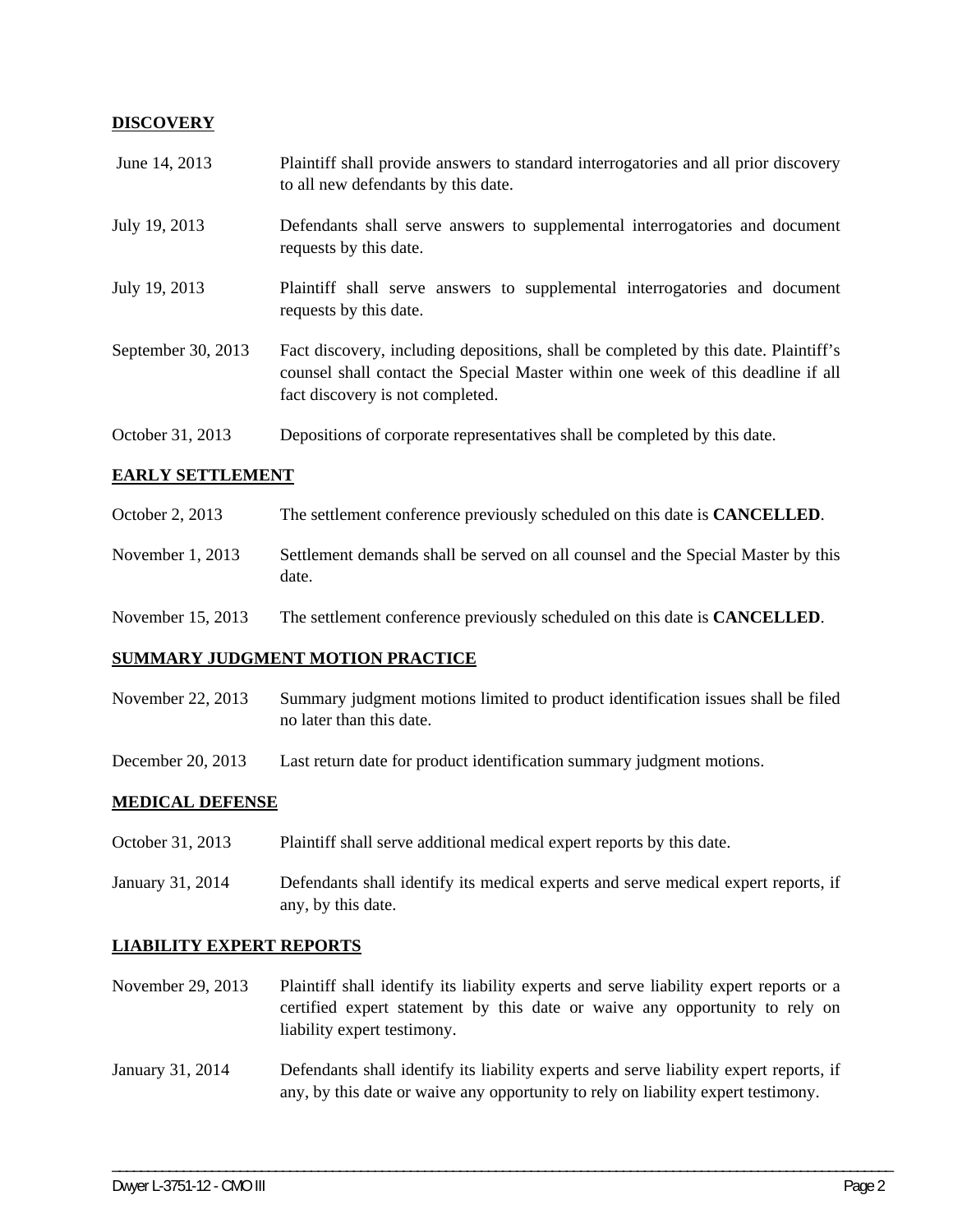**DISCOVERY**

| | |
|---|---|
| June 14, 2013 | Plaintiff shall provide answers to standard interrogatories and all prior discovery to all new defendants by this date. |
| July 19, 2013 | Defendants shall serve answers to supplemental interrogatories and document requests by this date. |
| July 19, 2013 | Plaintiff shall serve answers to supplemental interrogatories and document requests by this date. |
| September 30, 2013 | Fact discovery, including depositions, shall be completed by this date. Plaintiff's counsel shall contact the Special Master within one week of this deadline if all fact discovery is not completed. |
| October 31, 2013 | Depositions of corporate representatives shall be completed by this date. |

**EARLY SETTLEMENT**

| | |
|---|---|
| October 2, 2013 | The settlement conference previously scheduled on this date is **CANCELLED**. |
| November 1, 2013 | Settlement demands shall be served on all counsel and the Special Master by this date. |
| November 15, 2013 | The settlement conference previously scheduled on this date is **CANCELLED**. |

**SUMMARY JUDGMENT MOTION PRACTICE**

| | |
|---|---|
| November 22, 2013 | Summary judgment motions limited to product identification issues shall be filed no later than this date. |
| December 20, 2013 | Last return date for product identification summary judgment motions. |

**MEDICAL DEFENSE**

| | |
|---|---|
| October 31, 2013 | Plaintiff shall serve additional medical expert reports by this date. |
| January 31, 2014 | Defendants shall identify its medical experts and serve medical expert reports, if any, by this date. |

**LIABILITY EXPERT REPORTS**

| | |
|---|---|
| November 29, 2013 | Plaintiff shall identify its liability experts and serve liability expert reports or a certified expert statement by this date or waive any opportunity to rely on liability expert testimony. |
| January 31, 2014 | Defendants shall identify its liability experts and serve liability expert reports, if any, by this date or waive any opportunity to rely on liability expert testimony. |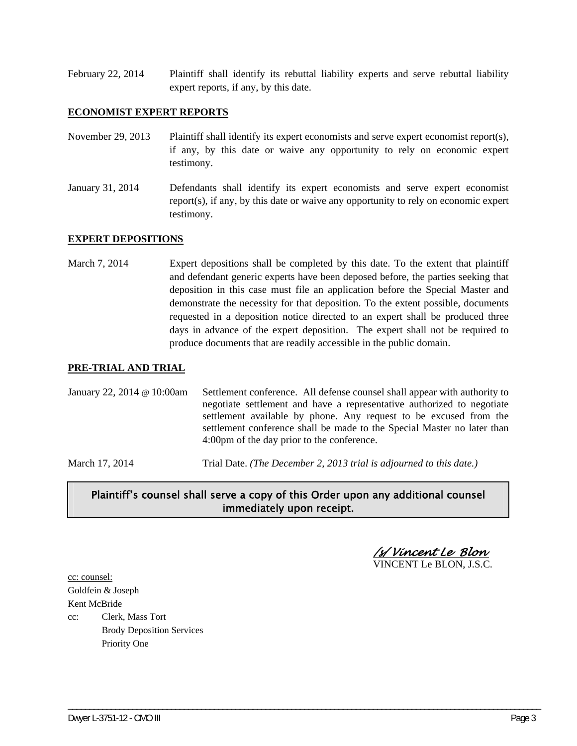February 22, 2014 Plaintiff shall identify its rebuttal liability experts and serve rebuttal liability expert reports, if any, by this date.

**ECONOMIST EXPERT REPORTS**

November 29, 2013 Plaintiff shall identify its expert economists and serve expert economist report(s), if any, by this date or waive any opportunity to rely on economic expert testimony.

January 31, 2014 Defendants shall identify its expert economists and serve expert economist report(s), if any, by this date or waive any opportunity to rely on economic expert testimony.

**EXPERT DEPOSITIONS**

March 7, 2014 Expert depositions shall be completed by this date. To the extent that plaintiff and defendant generic experts have been deposed before, the parties seeking that deposition in this case must file an application before the Special Master and demonstrate the necessity for that deposition. To the extent possible, documents requested in a deposition notice directed to an expert shall be produced three days in advance of the expert deposition. The expert shall not be required to produce documents that are readily accessible in the public domain.

**PRE-TRIAL AND TRIAL**

January 22, 2014 @ 10:00am Settlement conference. All defense counsel shall appear with authority to negotiate settlement and have a representative authorized to negotiate settlement available by phone. Any request to be excused from the settlement conference shall be made to the Special Master no later than 4:00pm of the day prior to the conference.

March 17, 2014 Trial Date. *(The December 2, 2013 trial is adjourned to this date.)*

**Plaintiff's counsel shall serve a copy of this Order upon any additional counsel immediately upon receipt.**

*/s/ Vincent Le Blon*
VINCENT Le BLON, J.S.C.

cc: counsel:
Goldfein & Joseph
Kent McBride

cc: Clerk, Mass Tort
Brody Deposition Services
Priority One